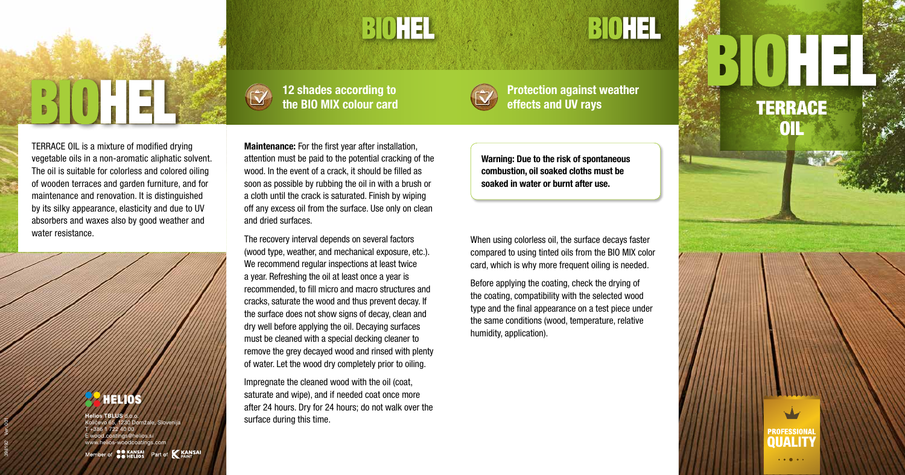# BIOHEL

TERRACE OIL is a mixture of modified drying vegetable oils in a non-aromatic aliphatic solvent. The oil is suitable for colorless and colored oiling of wooden terraces and garden furniture, and for maintenance and renovation. It is distinguished by its silky appearance, elasticity and due to UV absorbers and waxes also by good weather and water resistance.

**HELIOS**

**Helios TBLUS** d.o.o.
Količevo 65, 1230 Domžale, Slovenija
T +386 1 722 40 00
E wood.coatings@helios.si
www.helios-woodcoatings.com

Member of KANSAI HELIOS Part of KANSAI PAINT

398192 Ver. 001

## BIOHEL

### 12 shades according to the BIO MIX colour card

**Maintenance:** For the first year after installation, attention must be paid to the potential cracking of the wood. In the event of a crack, it should be filled as soon as possible by rubbing the oil in with a brush or a cloth until the crack is saturated. Finish by wiping off any excess oil from the surface. Use only on clean and dried surfaces.

The recovery interval depends on several factors (wood type, weather, and mechanical exposure, etc.). We recommend regular inspections at least twice a year. Refreshing the oil at least once a year is recommended, to fill micro and macro structures and cracks, saturate the wood and thus prevent decay. If the surface does not show signs of decay, clean and dry well before applying the oil. Decaying surfaces must be cleaned with a special decking cleaner to remove the grey decayed wood and rinsed with plenty of water. Let the wood dry completely prior to oiling.

Impregnate the cleaned wood with the oil (coat, saturate and wipe), and if needed coat once more after 24 hours. Dry for 24 hours; do not walk over the surface during this time.

## BIOHEL

### Protection against weather effects and UV rays

**Warning: Due to the risk of spontaneous combustion, oil soaked cloths must be soaked in water or burnt after use.**

When using colorless oil, the surface decays faster compared to using tinted oils from the BIO MIX color card, which is why more frequent oiling is needed.

Before applying the coating, check the drying of the coating, compatibility with the selected wood type and the final appearance on a test piece under the same conditions (wood, temperature, relative humidity, application).

# BIOHEL

## TERRACE OIL

PROFESSIONAL QUALITY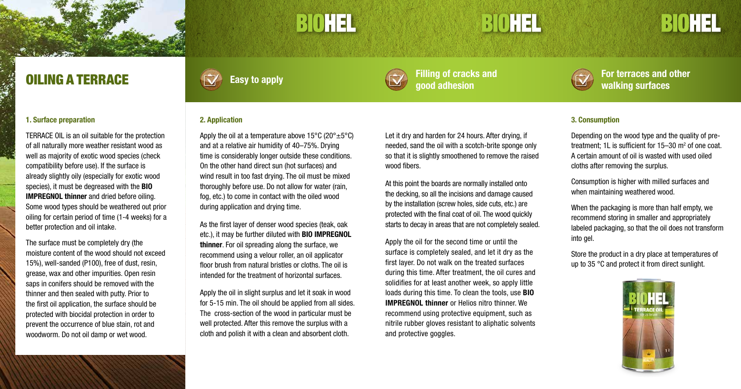# OILING A TERRACE

**Easy to apply**

**Filling of cracks and good adhesion**

**For terraces and other walking surfaces**

### 1. Surface preparation

TERRACE OIL is an oil suitable for the protection of all naturally more weather resistant wood as well as majority of exotic wood species (check compatibility before use). If the surface is already slightly oily (especially for exotic wood species), it must be degreased with the **BIO IMPREGNOL thinner** and dried before oiling. Some wood types should be weathered out prior oiling for certain period of time (1-4 weeks) for a better protection and oil intake.

The surface must be completely dry (the moisture content of the wood should not exceed 15%), well-sanded (P100), free of dust, resin, grease, wax and other impurities. Open resin saps in conifers should be removed with the thinner and then sealed with putty. Prior to the first oil application, the surface should be protected with biocidal protection in order to prevent the occurrence of blue stain, rot and woodworm. Do not oil damp or wet wood.

### 2. Application

Apply the oil at a temperature above 15°C (20°±5°C) and at a relative air humidity of 40–75%. Drying time is considerably longer outside these conditions. On the other hand direct sun (hot surfaces) and wind result in too fast drying. The oil must be mixed thoroughly before use. Do not allow for water (rain, fog, etc.) to come in contact with the oiled wood during application and drying time.

As the first layer of denser wood species (teak, oak etc.), it may be further diluted with **BIO IMPREGNOL thinner**. For oil spreading along the surface, we recommend using a velour roller, an oil applicator floor brush from natural bristles or cloths. The oil is intended for the treatment of horizontal surfaces.

Apply the oil in slight surplus and let it soak in wood for 5-15 min. The oil should be applied from all sides. The cross-section of the wood in particular must be well protected. After this remove the surplus with a cloth and polish it with a clean and absorbent cloth.

Let it dry and harden for 24 hours. After drying, if needed, sand the oil with a scotch-brite sponge only so that it is slightly smoothened to remove the raised wood fibers.

At this point the boards are normally installed onto the decking, so all the incisions and damage caused by the installation (screw holes, side cuts, etc.) are protected with the final coat of oil. The wood quickly starts to decay in areas that are not completely sealed.

Apply the oil for the second time or until the surface is completely sealed, and let it dry as the first layer. Do not walk on the treated surfaces during this time. After treatment, the oil cures and solidifies for at least another week, so apply little loads during this time. To clean the tools, use **BIO IMPREGNOL thinner** or Helios nitro thinner. We recommend using protective equipment, such as nitrile rubber gloves resistant to aliphatic solvents and protective goggles.

### 3. Consumption

Depending on the wood type and the quality of pre-treatment; 1L is sufficient for 15–30 m$^2$ of one coat. A certain amount of oil is wasted with used oiled cloths after removing the surplus.

Consumption is higher with milled surfaces and when maintaining weathered wood.

When the packaging is more than half empty, we recommend storing in smaller and appropriately labeled packaging, so that the oil does not transform into gel.

Store the product in a dry place at temperatures of up to 35 °C and protect it from direct sunlight.